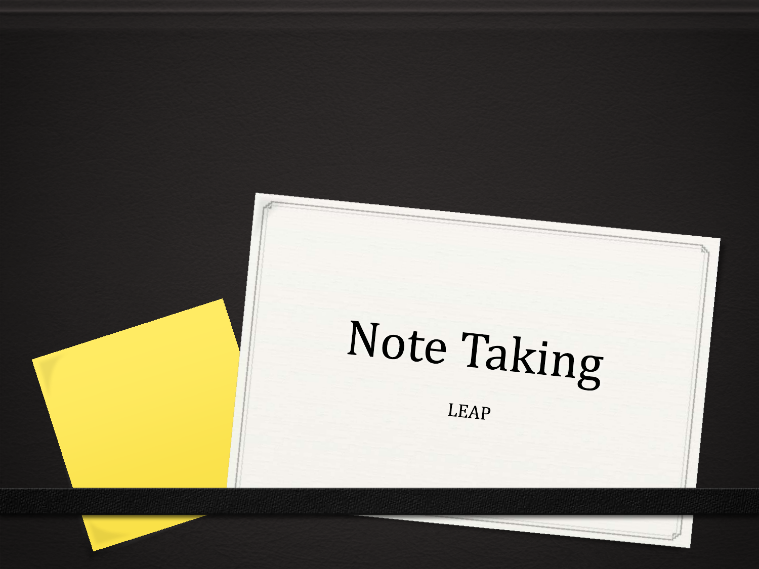# Note Taking

LEAP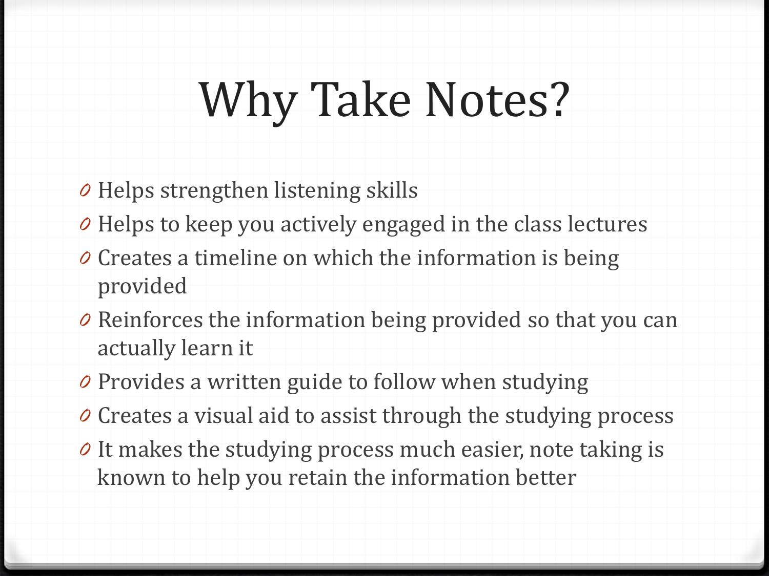# Why Take Notes?

- Helps strengthen listening skills
- Helps to keep you actively engaged in the class lectures
- Creates a timeline on which the information is being provided
- Reinforces the information being provided so that you can actually learn it
- Provides a written guide to follow when studying
- Creates a visual aid to assist through the studying process
- It makes the studying process much easier, note taking is known to help you retain the information better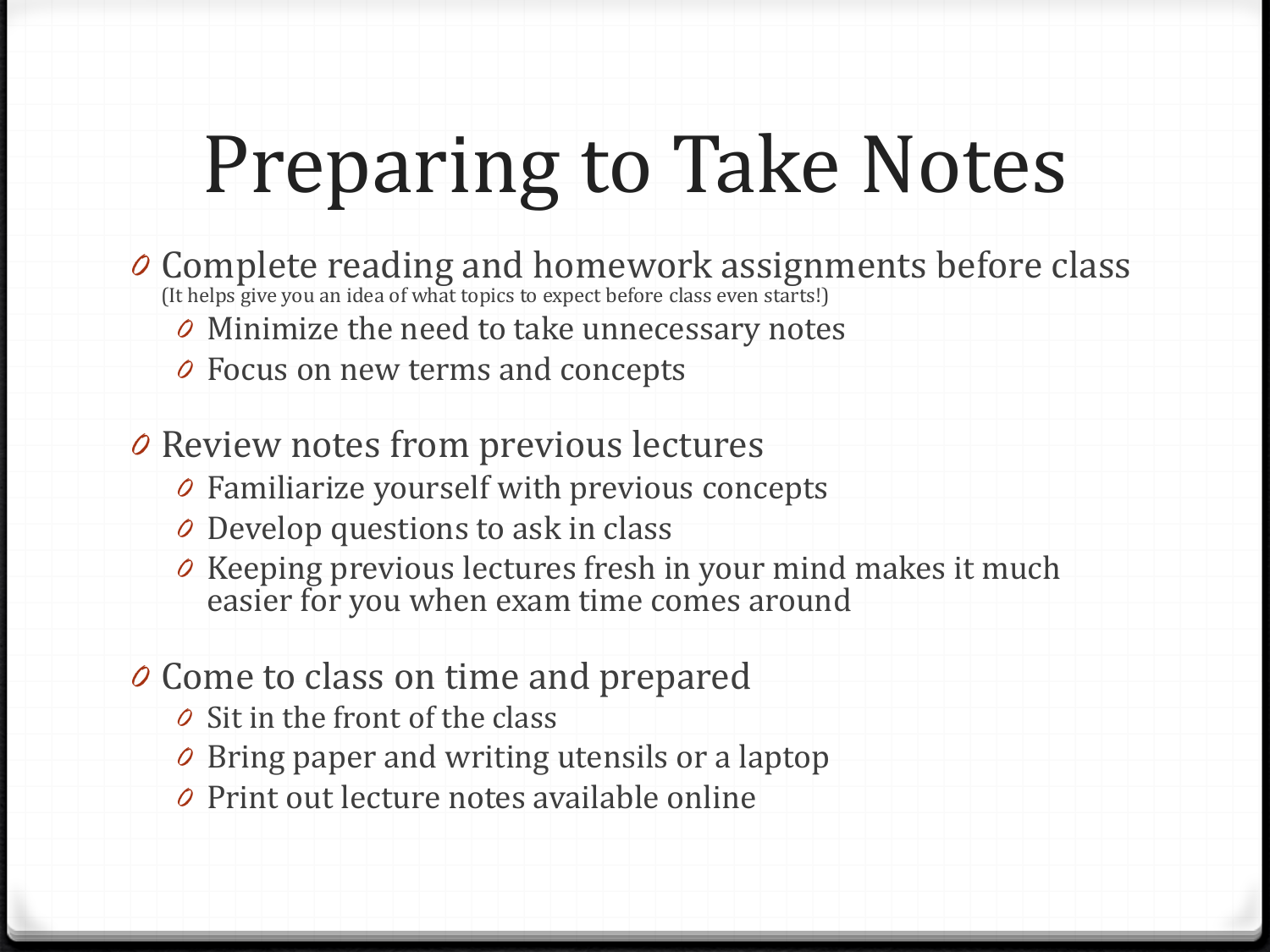# Preparing to Take Notes

- Complete reading and homework assignments before class
  (It helps give you an idea of what topics to expect before class even starts!)
  - Minimize the need to take unnecessary notes
  - Focus on new terms and concepts

- Review notes from previous lectures
  - Familiarize yourself with previous concepts
  - Develop questions to ask in class
  - Keeping previous lectures fresh in your mind makes it much easier for you when exam time comes around

- Come to class on time and prepared
  - Sit in the front of the class
  - Bring paper and writing utensils or a laptop
  - Print out lecture notes available online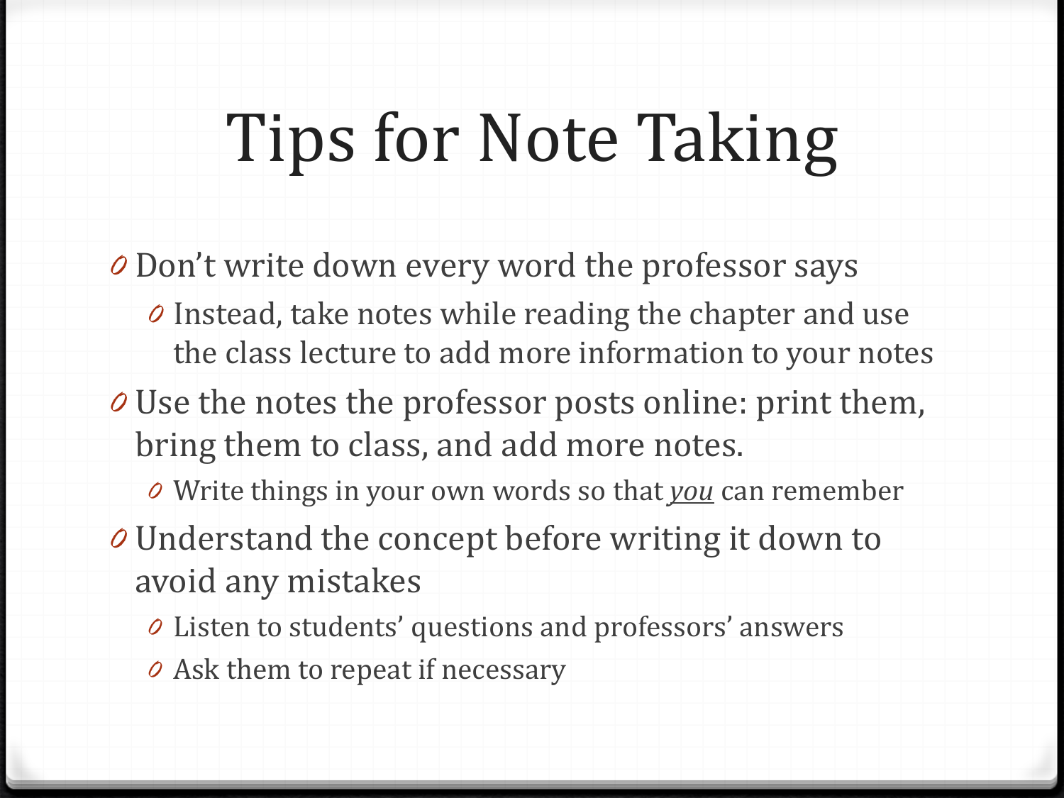# Tips for Note Taking

- Don’t write down every word the professor says
  - Instead, take notes while reading the chapter and use the class lecture to add more information to your notes
- Use the notes the professor posts online: print them, bring them to class, and add more notes.
  - Write things in your own words so that *<u>you</u>* can remember
- Understand the concept before writing it down to avoid any mistakes
  - Listen to students’ questions and professors’ answers
  - Ask them to repeat if necessary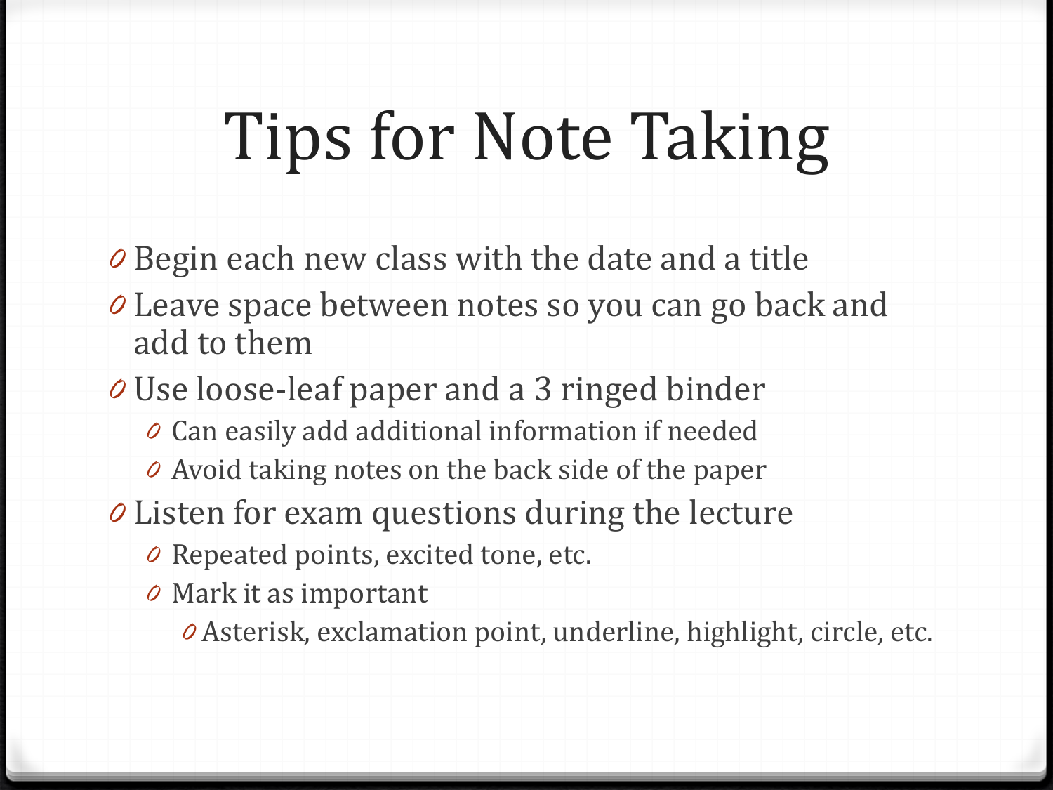# Tips for Note Taking

- Begin each new class with the date and a title
- Leave space between notes so you can go back and add to them
- Use loose-leaf paper and a 3 ringed binder
  - Can easily add additional information if needed
  - Avoid taking notes on the back side of the paper
- Listen for exam questions during the lecture
  - Repeated points, excited tone, etc.
  - Mark it as important
    - Asterisk, exclamation point, underline, highlight, circle, etc.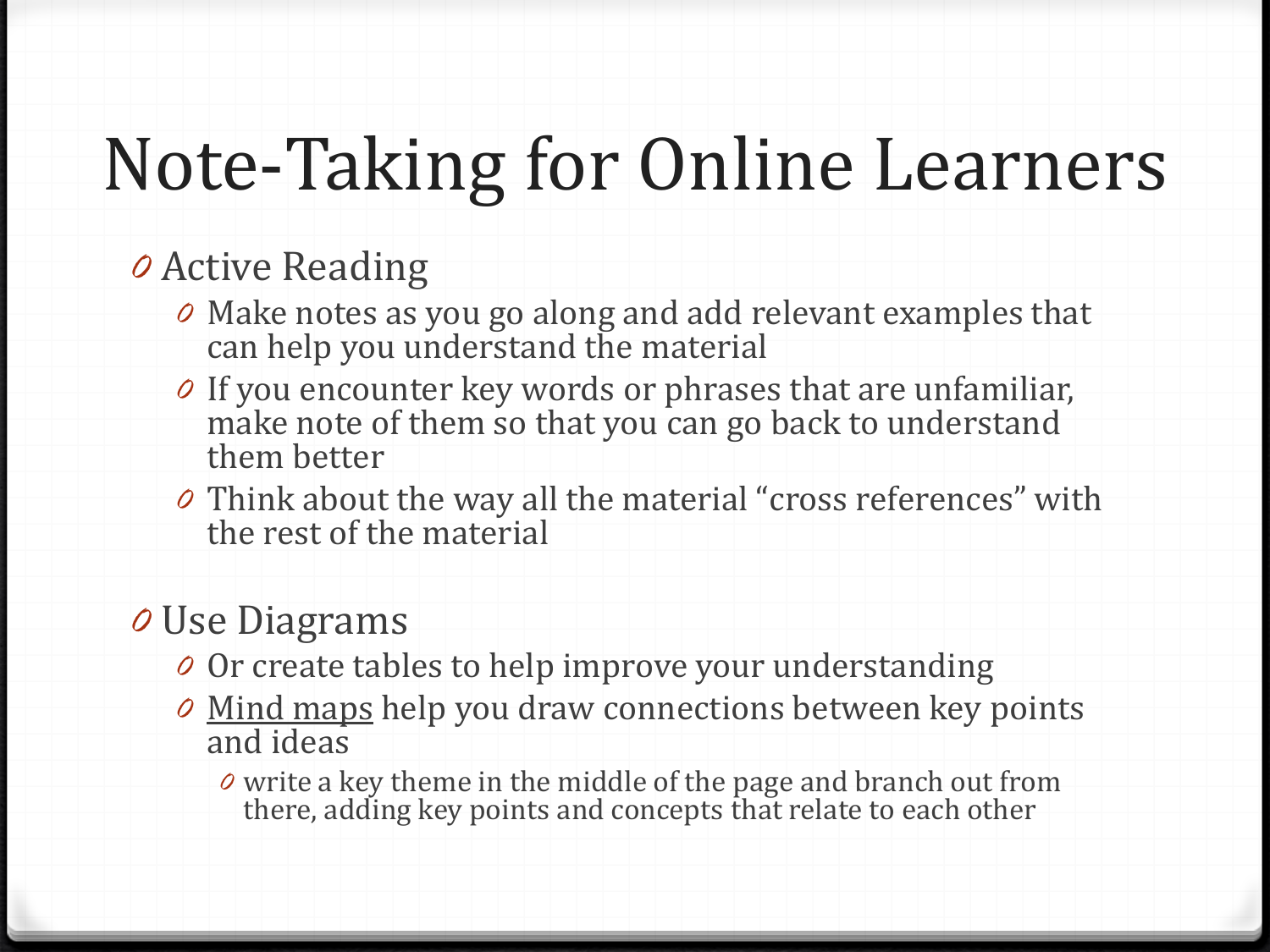# Note-Taking for Online Learners

- Active Reading
  - Make notes as you go along and add relevant examples that can help you understand the material
  - If you encounter key words or phrases that are unfamiliar, make note of them so that you can go back to understand them better
  - Think about the way all the material "cross references" with the rest of the material

- Use Diagrams
  - Or create tables to help improve your understanding
  - Mind maps help you draw connections between key points and ideas
    - write a key theme in the middle of the page and branch out from there, adding key points and concepts that relate to each other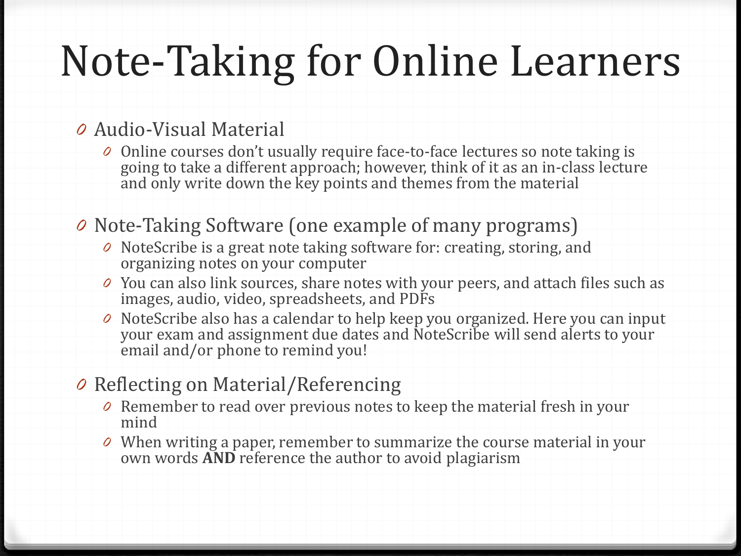# Note-Taking for Online Learners

- Audio-Visual Material
  - Online courses don't usually require face-to-face lectures so note taking is going to take a different approach; however, think of it as an in-class lecture and only write down the key points and themes from the material
- Note-Taking Software (one example of many programs)
  - NoteScribe is a great note taking software for: creating, storing, and organizing notes on your computer
  - You can also link sources, share notes with your peers, and attach files such as images, audio, video, spreadsheets, and PDFs
  - NoteScribe also has a calendar to help keep you organized. Here you can input your exam and assignment due dates and NoteScribe will send alerts to your email and/or phone to remind you!
- Reflecting on Material/Referencing
  - Remember to read over previous notes to keep the material fresh in your mind
  - When writing a paper, remember to summarize the course material in your own words **AND** reference the author to avoid plagiarism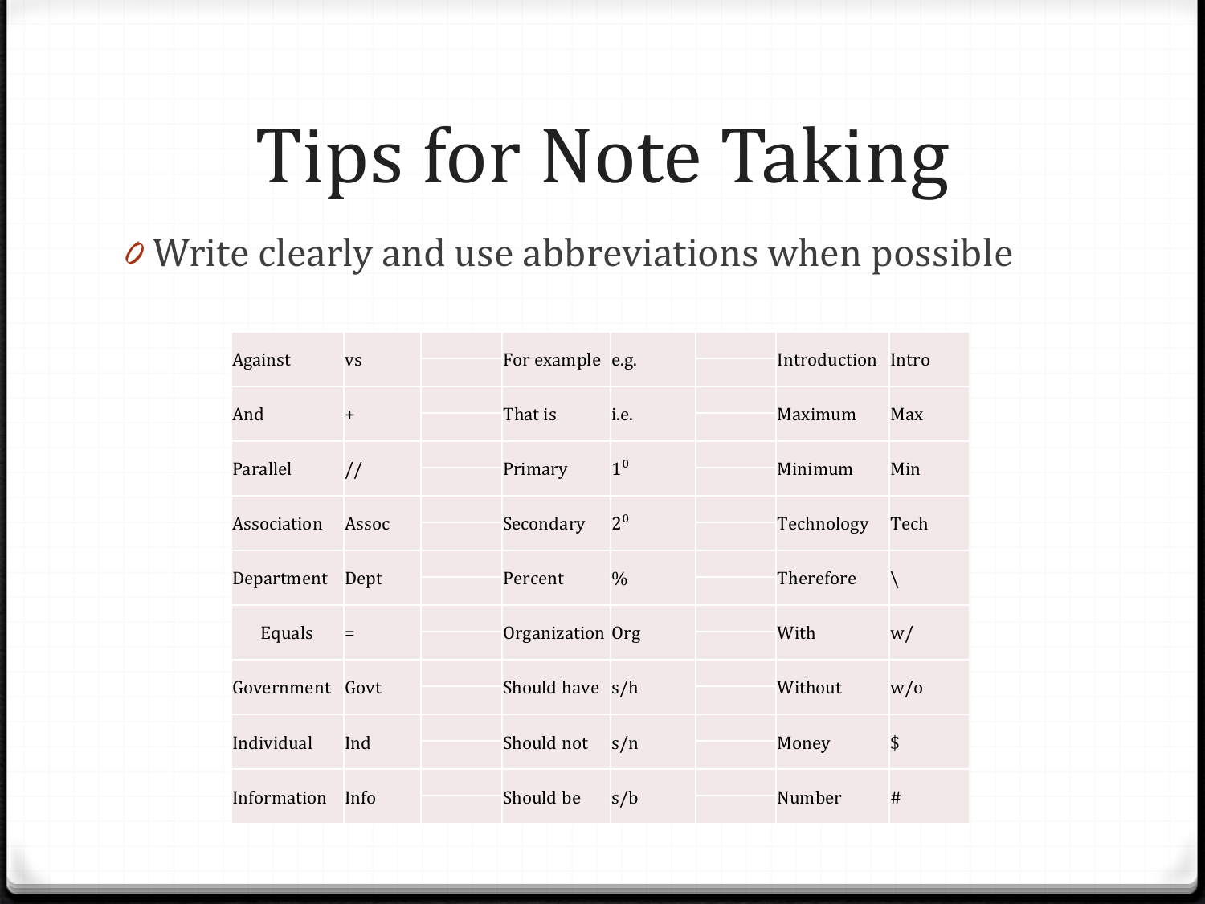# Tips for Note Taking

- Write clearly and use abbreviations when possible

| | | | | | | | |
|---|---|---|---|---|---|---|---|
| Against | vs | | For example | e.g. | | Introduction | Intro |
| And | + | | That is | i.e. | | Maximum | Max |
| Parallel | // | | Primary | $1^0$ | | Minimum | Min |
| Association | Assoc | | Secondary | $2^0$ | | Technology | Tech |
| Department | Dept | | Percent | % | | Therefore | \ |
| Equals | = | | Organization | Org | | With | w/ |
| Government | Govt | | Should have | s/h | | Without | w/o |
| Individual | Ind | | Should not | s/n | | Money | $ |
| Information | Info | | Should be | s/b | | Number | # |